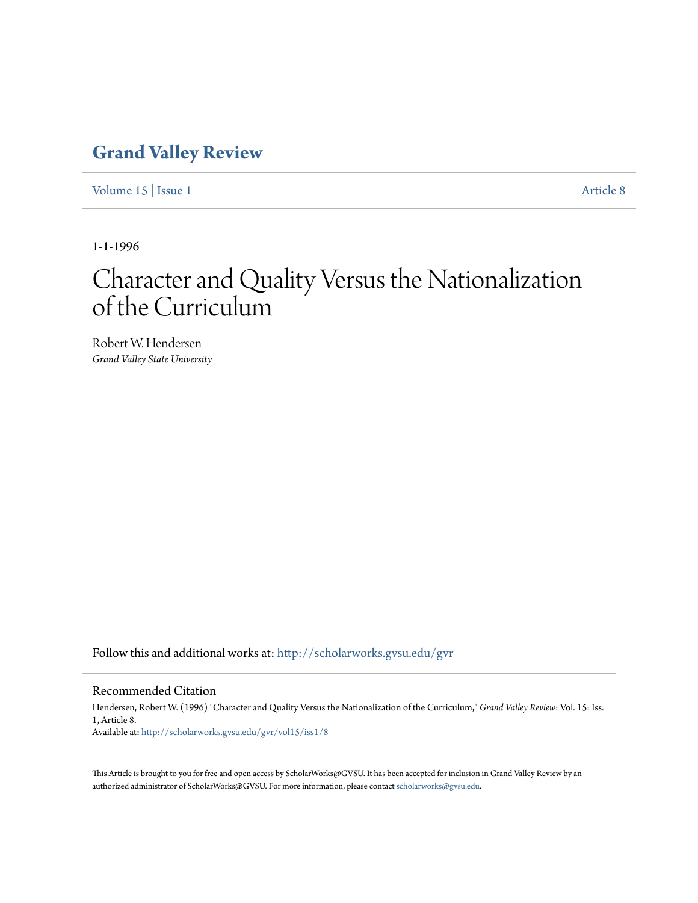# Grand Valley Review

Volume 15 | Issue 1 Article 8

1-1-1996

# Character and Quality Versus the Nationalization of the Curriculum

Robert W. Hendersen
*Grand Valley State University*

Follow this and additional works at: http://scholarworks.gvsu.edu/gvr

## Recommended Citation

Hendersen, Robert W. (1996) "Character and Quality Versus the Nationalization of the Curriculum," *Grand Valley Review*: Vol. 15: Iss. 1, Article 8.
Available at: http://scholarworks.gvsu.edu/gvr/vol15/iss1/8

This Article is brought to you for free and open access by ScholarWorks@GVSU. It has been accepted for inclusion in Grand Valley Review by an authorized administrator of ScholarWorks@GVSU. For more information, please contact scholarworks@gvsu.edu.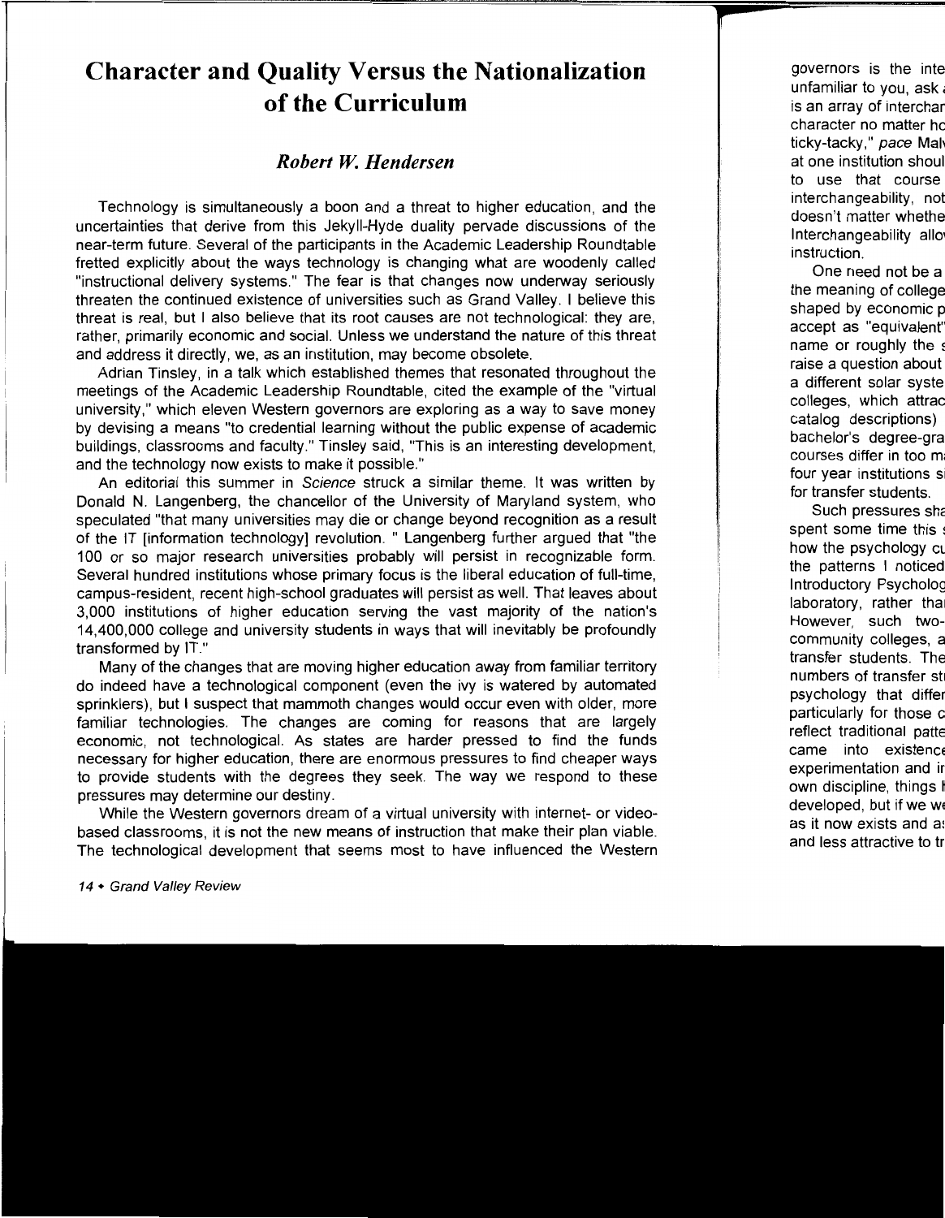# Character and Quality Versus the Nationalization of the Curriculum

### *Robert W. Hendersen*

Technology is simultaneously a boon and a threat to higher education, and the uncertainties that derive from this Jekyll-Hyde duality pervade discussions of the near-term future. Several of the participants in the Academic Leadership Roundtable fretted explicitly about the ways technology is changing what are woodenly called "instructional delivery systems." The fear is that changes now underway seriously threaten the continued existence of universities such as Grand Valley. I believe this threat is real, but I also believe that its root causes are not technological: they are, rather, primarily economic and social. Unless we understand the nature of this threat and address it directly, we, as an institution, may become obsolete.

Adrian Tinsley, in a talk which established themes that resonated throughout the meetings of the Academic Leadership Roundtable, cited the example of the "virtual university," which eleven Western governors are exploring as a way to save money by devising a means "to credential learning without the public expense of academic buildings, classrooms and faculty." Tinsley said, "This is an interesting development, and the technology now exists to make it possible."

An editorial this summer in *Science* struck a similar theme. It was written by Donald N. Langenberg, the chancellor of the University of Maryland system, who speculated "that many universities may die or change beyond recognition as a result of the IT [information technology] revolution. " Langenberg further argued that "the 100 or so major research universities probably will persist in recognizable form. Several hundred institutions whose primary focus is the liberal education of full-time, campus-resident, recent high-school graduates will persist as well. That leaves about 3,000 institutions of higher education serving the vast majority of the nation's 14,400,000 college and university students in ways that will inevitably be profoundly transformed by IT."

Many of the changes that are moving higher education away from familiar territory do indeed have a technological component (even the ivy is watered by automated sprinklers), but I suspect that mammoth changes would occur even with older, more familiar technologies. The changes are coming for reasons that are largely economic, not technological. As states are harder pressed to find the funds necessary for higher education, there are enormous pressures to find cheaper ways to provide students with the degrees they seek. The way we respond to these pressures may determine our destiny.

While the Western governors dream of a virtual university with internet- or video-based classrooms, it is not the new means of instruction that make their plan viable. The technological development that seems most to have influenced the Western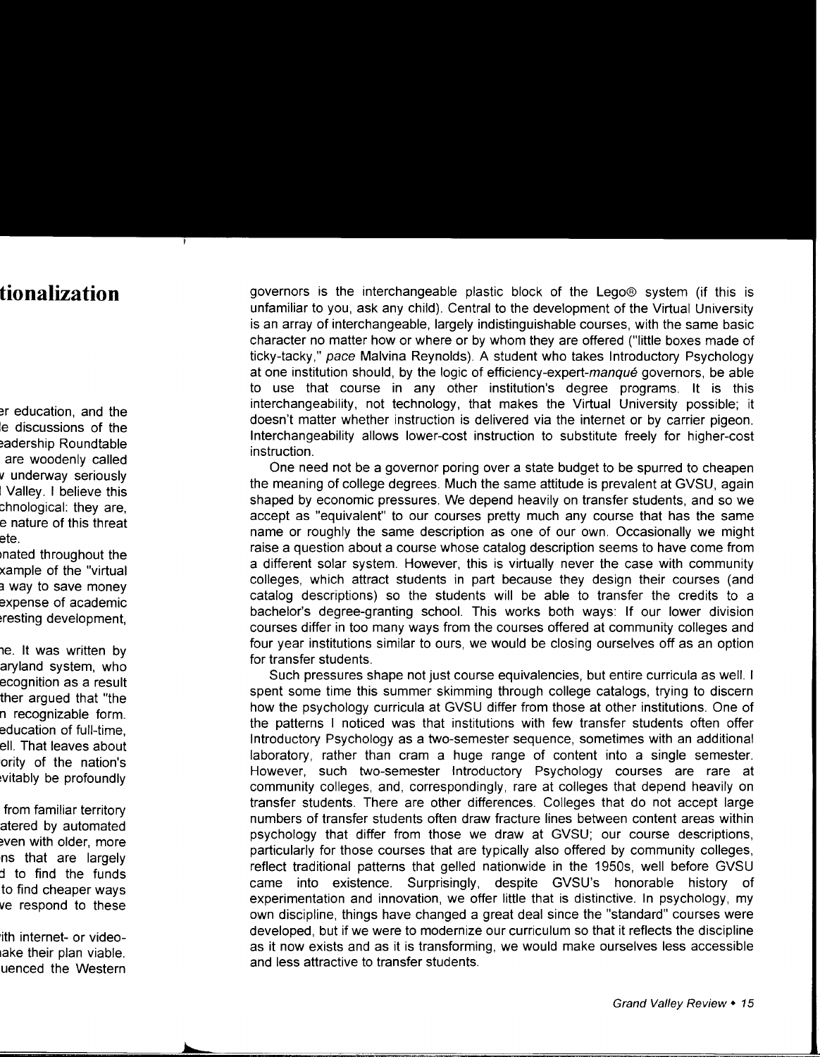governors is the interchangeable plastic block of the Lego® system (if this is unfamiliar to you, ask any child). Central to the development of the Virtual University is an array of interchangeable, largely indistinguishable courses, with the same basic character no matter how or where or by whom they are offered ("little boxes made of ticky-tacky," *pace* Malvina Reynolds). A student who takes Introductory Psychology at one institution should, by the logic of efficiency-expert-*manqué* governors, be able to use that course in any other institution's degree programs. It is this interchangeability, not technology, that makes the Virtual University possible; it doesn't matter whether instruction is delivered via the internet or by carrier pigeon. Interchangeability allows lower-cost instruction to substitute freely for higher-cost instruction.

One need not be a governor poring over a state budget to be spurred to cheapen the meaning of college degrees. Much the same attitude is prevalent at GVSU, again shaped by economic pressures. We depend heavily on transfer students, and so we accept as "equivalent" to our courses pretty much any course that has the same name or roughly the same description as one of our own. Occasionally we might raise a question about a course whose catalog description seems to have come from a different solar system. However, this is virtually never the case with community colleges, which attract students in part because they design their courses (and catalog descriptions) so the students will be able to transfer the credits to a bachelor's degree-granting school. This works both ways: If our lower division courses differ in too many ways from the courses offered at community colleges and four year institutions similar to ours, we would be closing ourselves off as an option for transfer students.

Such pressures shape not just course equivalencies, but entire curricula as well. I spent some time this summer skimming through college catalogs, trying to discern how the psychology curricula at GVSU differ from those at other institutions. One of the patterns I noticed was that institutions with few transfer students often offer Introductory Psychology as a two-semester sequence, sometimes with an additional laboratory, rather than cram a huge range of content into a single semester. However, such two-semester Introductory Psychology courses are rare at community colleges, and, correspondingly, rare at colleges that depend heavily on transfer students. There are other differences. Colleges that do not accept large numbers of transfer students often draw fracture lines between content areas within psychology that differ from those we draw at GVSU; our course descriptions, particularly for those courses that are typically also offered by community colleges, reflect traditional patterns that gelled nationwide in the 1950s, well before GVSU came into existence. Surprisingly, despite GVSU's honorable history of experimentation and innovation, we offer little that is distinctive. In psychology, my own discipline, things have changed a great deal since the "standard" courses were developed, but if we were to modernize our curriculum so that it reflects the discipline as it now exists and as it is transforming, we would make ourselves less accessible and less attractive to transfer students.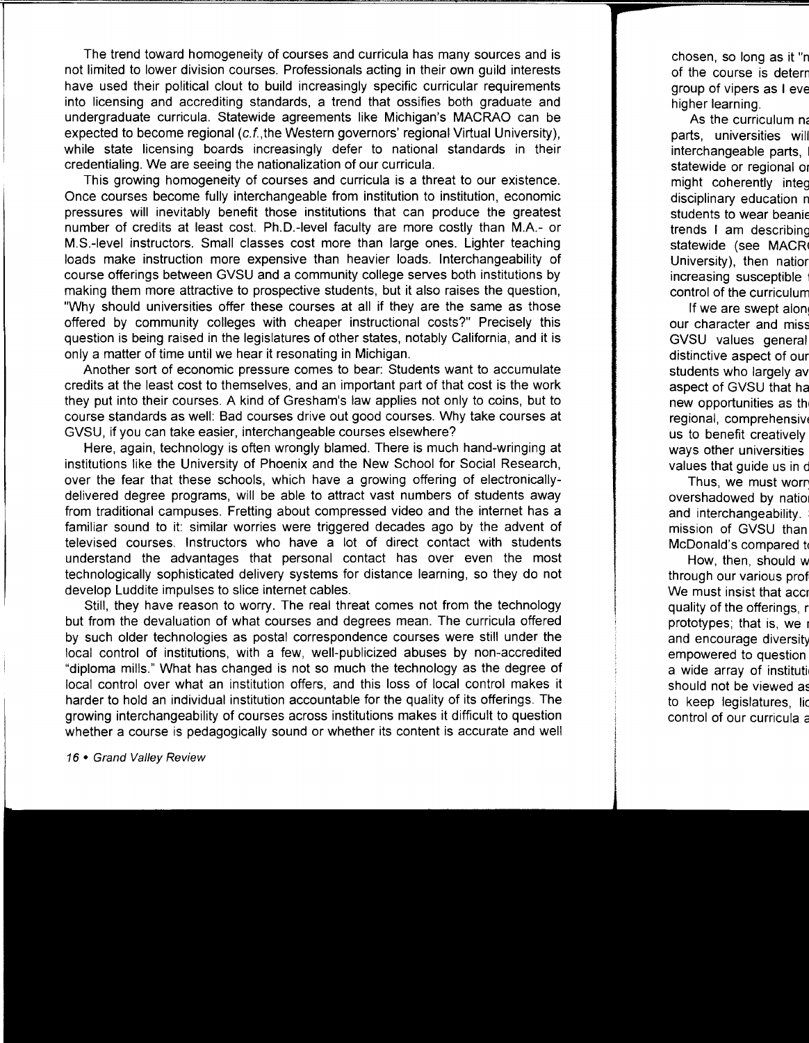The trend toward homogeneity of courses and curricula has many sources and is not limited to lower division courses. Professionals acting in their own guild interests have used their political clout to build increasingly specific curricular requirements into licensing and accrediting standards, a trend that ossifies both graduate and undergraduate curricula. Statewide agreements like Michigan's MACRAO can be expected to become regional (*c.f.*, the Western governors' regional Virtual University), while state licensing boards increasingly defer to national standards in their credentialing. We are seeing the nationalization of our curricula.

This growing homogeneity of courses and curricula is a threat to our existence. Once courses become fully interchangeable from institution to institution, economic pressures will inevitably benefit those institutions that can produce the greatest number of credits at least cost. Ph.D.-level faculty are more costly than M.A.- or M.S.-level instructors. Small classes cost more than large ones. Lighter teaching loads make instruction more expensive than heavier loads. Interchangeability of course offerings between GVSU and a community college serves both institutions by making them more attractive to prospective students, but it also raises the question, "Why should universities offer these courses at all if they are the same as those offered by community colleges with cheaper instructional costs?" Precisely this question is being raised in the legislatures of other states, notably California, and it is only a matter of time until we hear it resonating in Michigan.

Another sort of economic pressure comes to bear: Students want to accumulate credits at the least cost to themselves, and an important part of that cost is the work they put into their courses. A kind of Gresham's law applies not only to coins, but to course standards as well: Bad courses drive out good courses. Why take courses at GVSU, if you can take easier, interchangeable courses elsewhere?

Here, again, technology is often wrongly blamed. There is much hand-wringing at institutions like the University of Phoenix and the New School for Social Research, over the fear that these schools, which have a growing offering of electronically-delivered degree programs, will be able to attract vast numbers of students away from traditional campuses. Fretting about compressed video and the internet has a familiar sound to it: similar worries were triggered decades ago by the advent of televised courses. Instructors who have a lot of direct contact with students understand the advantages that personal contact has over even the most technologically sophisticated delivery systems for distance learning, so they do not develop Luddite impulses to slice internet cables.

Still, they have reason to worry. The real threat comes not from the technology but from the devaluation of what courses and degrees mean. The curricula offered by such older technologies as postal correspondence courses were still under the local control of institutions, with a few, well-publicized abuses by non-accredited "diploma mills." What has changed is not so much the technology as the degree of local control over what an institution offers, and this loss of local control makes it harder to hold an individual institution accountable for the quality of its offerings. The growing interchangeability of courses across institutions makes it difficult to question whether a course is pedagogically sound or whether its content is accurate and well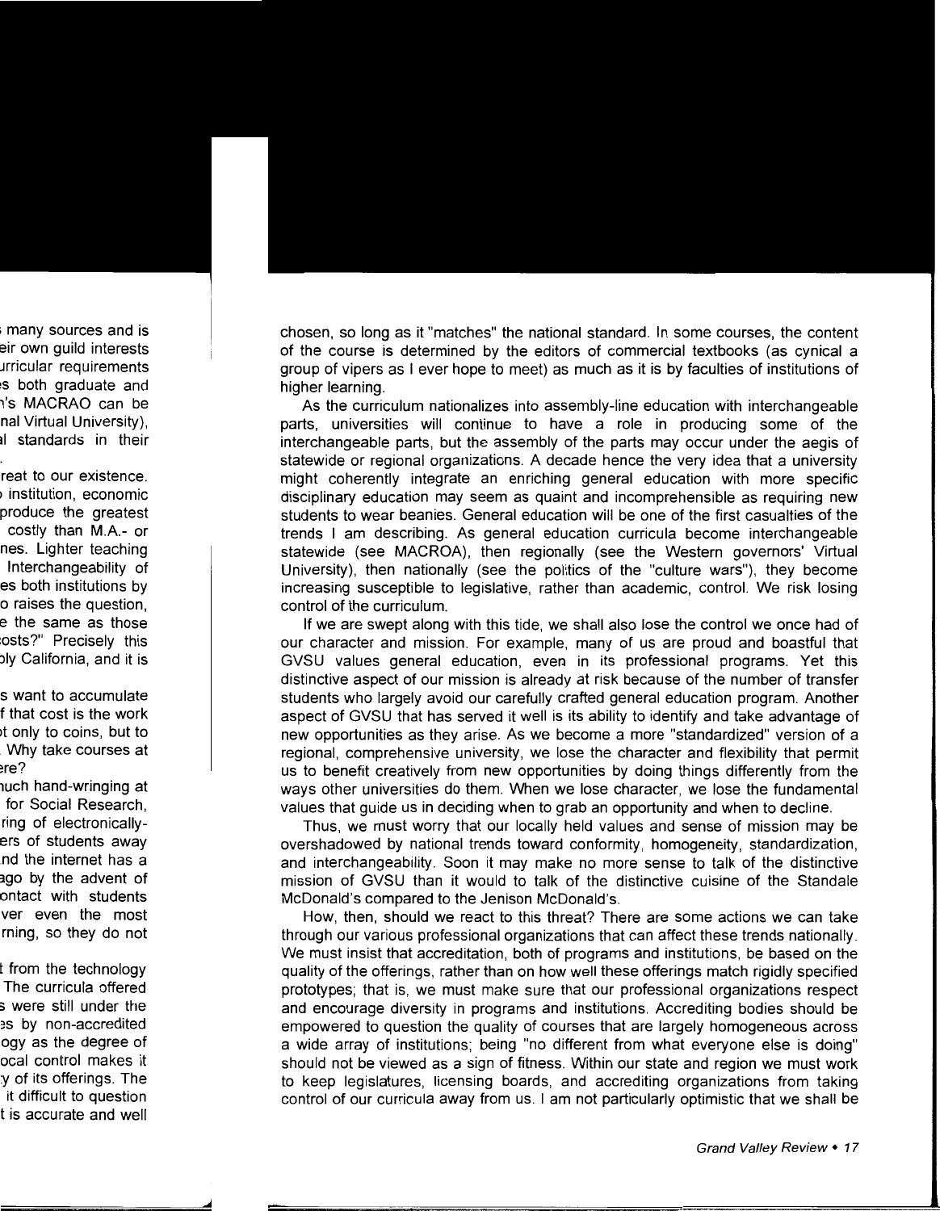chosen, so long as it "matches" the national standard. In some courses, the content of the course is determined by the editors of commercial textbooks (as cynical a group of vipers as I ever hope to meet) as much as it is by faculties of institutions of higher learning.

As the curriculum nationalizes into assembly-line education with interchangeable parts, universities will continue to have a role in producing some of the interchangeable parts, but the assembly of the parts may occur under the aegis of statewide or regional organizations. A decade hence the very idea that a university might coherently integrate an enriching general education with more specific disciplinary education may seem as quaint and incomprehensible as requiring new students to wear beanies. General education will be one of the first casualties of the trends I am describing. As general education curricula become interchangeable statewide (see MACROA), then regionally (see the Western governors' Virtual University), then nationally (see the politics of the "culture wars"), they become increasing susceptible to legislative, rather than academic, control. We risk losing control of the curriculum.

If we are swept along with this tide, we shall also lose the control we once had of our character and mission. For example, many of us are proud and boastful that GVSU values general education, even in its professional programs. Yet this distinctive aspect of our mission is already at risk because of the number of transfer students who largely avoid our carefully crafted general education program. Another aspect of GVSU that has served it well is its ability to identify and take advantage of new opportunities as they arise. As we become a more "standardized" version of a regional, comprehensive university, we lose the character and flexibility that permit us to benefit creatively from new opportunities by doing things differently from the ways other universities do them. When we lose character, we lose the fundamental values that guide us in deciding when to grab an opportunity and when to decline.

Thus, we must worry that our locally held values and sense of mission may be overshadowed by national trends toward conformity, homogeneity, standardization, and interchangeability. Soon it may make no more sense to talk of the distinctive mission of GVSU than it would to talk of the distinctive cuisine of the Standale McDonald's compared to the Jenison McDonald's.

How, then, should we react to this threat? There are some actions we can take through our various professional organizations that can affect these trends nationally. We must insist that accreditation, both of programs and institutions, be based on the quality of the offerings, rather than on how well these offerings match rigidly specified prototypes; that is, we must make sure that our professional organizations respect and encourage diversity in programs and institutions. Accrediting bodies should be empowered to question the quality of courses that are largely homogeneous across a wide array of institutions; being "no different from what everyone else is doing" should not be viewed as a sign of fitness. Within our state and region we must work to keep legislatures, licensing boards, and accrediting organizations from taking control of our curricula away from us. I am not particularly optimistic that we shall be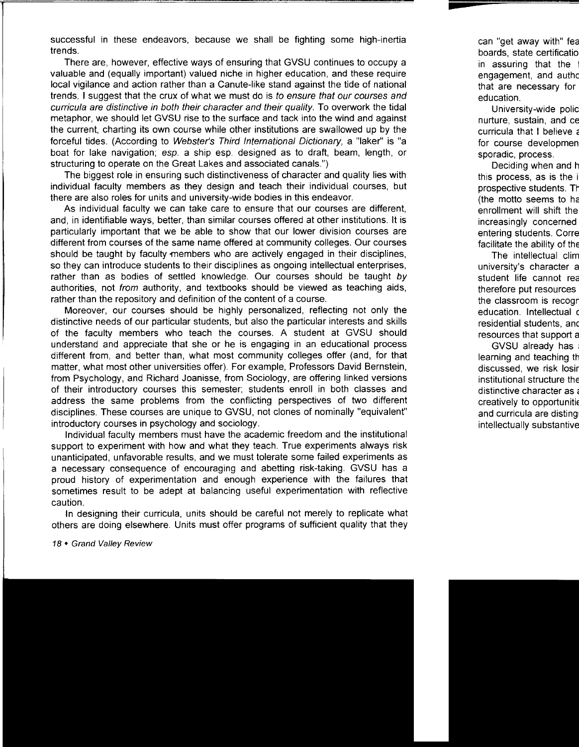successful in these endeavors, because we shall be fighting some high-inertia trends.

There are, however, effective ways of ensuring that GVSU continues to occupy a valuable and (equally important) valued niche in higher education, and these require local vigilance and action rather than a Canute-like stand against the tide of national trends. I suggest that the crux of what we must do is *to ensure that our courses and curricula are distinctive in both their character and their quality.* To overwork the tidal metaphor, we should let GVSU rise to the surface and tack into the wind and against the current, charting its own course while other institutions are swallowed up by the forceful tides. (According to *Webster's Third International Dictionary,* a "laker" is "a boat for lake navigation; *esp.* a ship esp. designed as to draft, beam, length, or structuring to operate on the Great Lakes and associated canals.")

The biggest role in ensuring such distinctiveness of character and quality lies with individual faculty members as they design and teach their individual courses, but there are also roles for units and university-wide bodies in this endeavor.

As individual faculty we can take care to ensure that our courses are different, and, in identifiable ways, better, than similar courses offered at other institutions. It is particularly important that we be able to show that our lower division courses are different from courses of the same name offered at community colleges. Our courses should be taught by faculty members who are actively engaged in their disciplines, so they can introduce students to their disciplines as ongoing intellectual enterprises, rather than as bodies of settled knowledge. Our courses should be taught *by* authorities, not *from* authority, and textbooks should be viewed as teaching aids, rather than the repository and definition of the content of a course.

Moreover, our courses should be highly personalized, reflecting not only the distinctive needs of our particular students, but also the particular interests and skills of the faculty members who teach the courses. A student at GVSU should understand and appreciate that she or he is engaging in an educational process different from, and better than, what most community colleges offer (and, for that matter, what most other universities offer). For example, Professors David Bernstein, from Psychology, and Richard Joanisse, from Sociology, are offering linked versions of their introductory courses this semester; students enroll in both classes and address the same problems from the conflicting perspectives of two different disciplines. These courses are unique to GVSU, not clones of nominally "equivalent" introductory courses in psychology and sociology.

Individual faculty members must have the academic freedom and the institutional support to experiment with how and what they teach. True experiments always risk unanticipated, unfavorable results, and we must tolerate some failed experiments as a necessary consequence of encouraging and abetting risk-taking. GVSU has a proud history of experimentation and enough experience with the failures that sometimes result to be adept at balancing useful experimentation with reflective caution.

In designing their curricula, units should be careful not merely to replicate what others are doing elsewhere. Units must offer programs of sufficient quality that they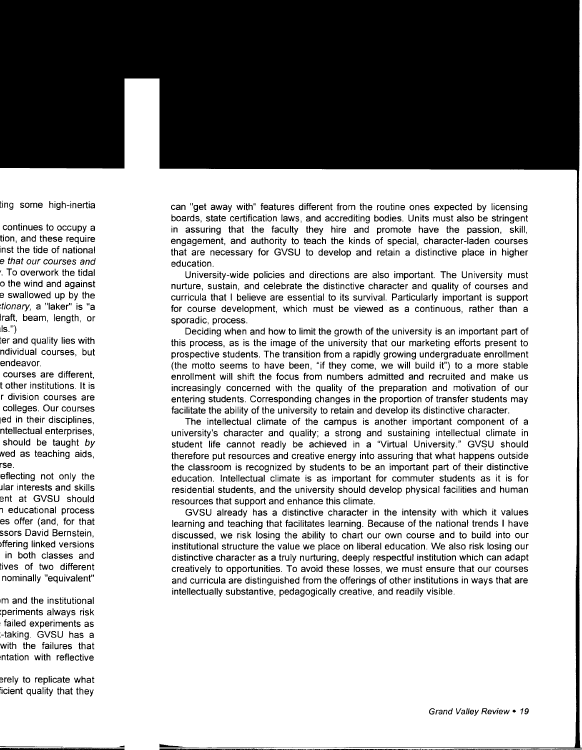can "get away with" features different from the routine ones expected by licensing boards, state certification laws, and accrediting bodies. Units must also be stringent in assuring that the faculty they hire and promote have the passion, skill, engagement, and authority to teach the kinds of special, character-laden courses that are necessary for GVSU to develop and retain a distinctive place in higher education.

University-wide policies and directions are also important. The University must nurture, sustain, and celebrate the distinctive character and quality of courses and curricula that I believe are essential to its survival. Particularly important is support for course development, which must be viewed as a continuous, rather than a sporadic, process.

Deciding when and how to limit the growth of the university is an important part of this process, as is the image of the university that our marketing efforts present to prospective students. The transition from a rapidly growing undergraduate enrollment (the motto seems to have been, "if they come, we will build it") to a more stable enrollment will shift the focus from numbers admitted and recruited and make us increasingly concerned with the quality of the preparation and motivation of our entering students. Corresponding changes in the proportion of transfer students may facilitate the ability of the university to retain and develop its distinctive character.

The intellectual climate of the campus is another important component of a university's character and quality; a strong and sustaining intellectual climate in student life cannot readily be achieved in a "Virtual University." GVSU should therefore put resources and creative energy into assuring that what happens outside the classroom is recognized by students to be an important part of their distinctive education. Intellectual climate is as important for commuter students as it is for residential students, and the university should develop physical facilities and human resources that support and enhance this climate.

GVSU already has a distinctive character in the intensity with which it values learning and teaching that facilitates learning. Because of the national trends I have discussed, we risk losing the ability to chart our own course and to build into our institutional structure the value we place on liberal education. We also risk losing our distinctive character as a truly nurturing, deeply respectful institution which can adapt creatively to opportunities. To avoid these losses, we must ensure that our courses and curricula are distinguished from the offerings of other institutions in ways that are intellectually substantive, pedagogically creative, and readily visible.